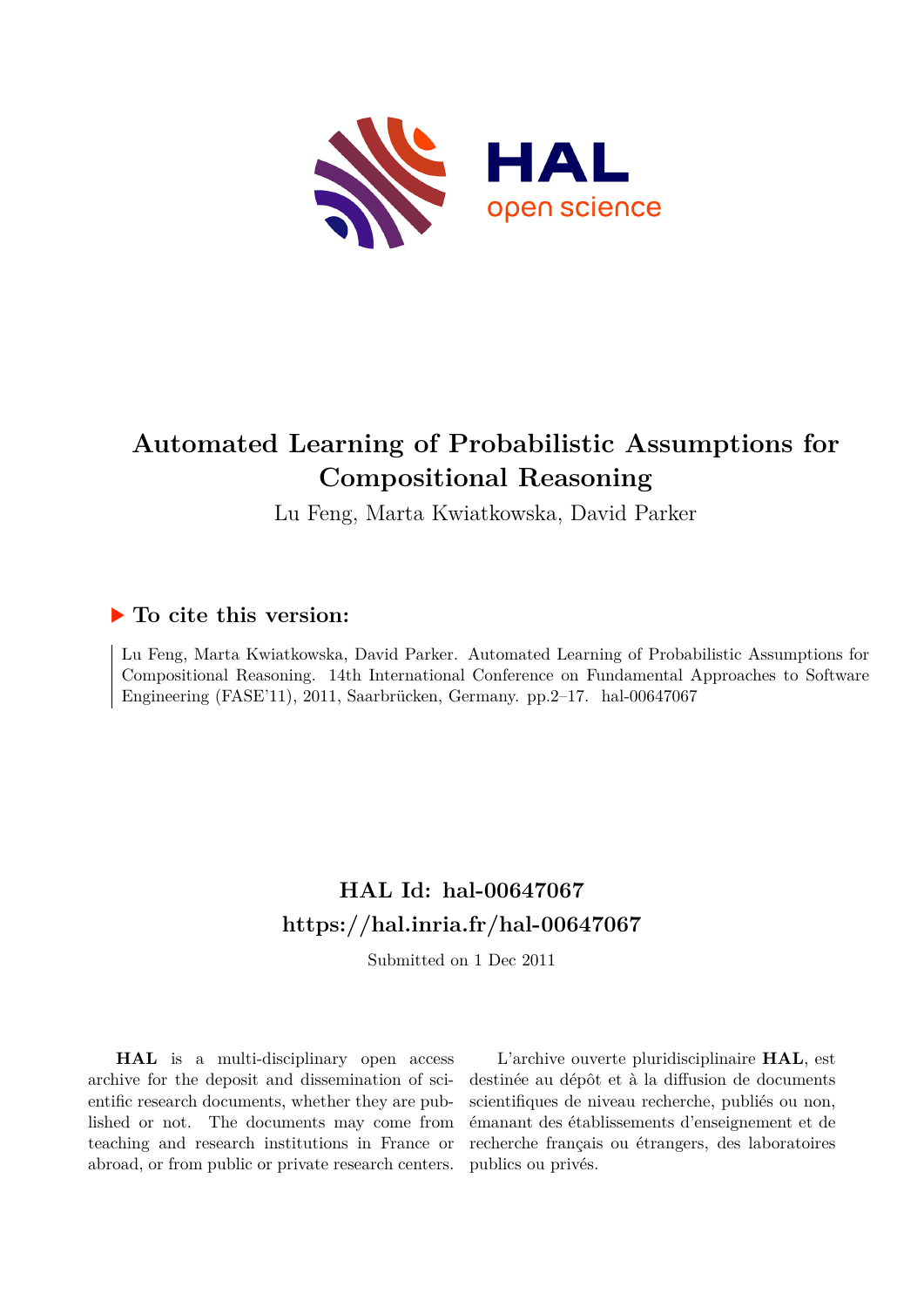# Automated Learning of Probabilistic Assumptions for Compositional Reasoning

Lu Feng, Marta Kwiatkowska, David Parker

## ▶ To cite this version:

Lu Feng, Marta Kwiatkowska, David Parker. Automated Learning of Probabilistic Assumptions for Compositional Reasoning. 14th International Conference on Fundamental Approaches to Software Engineering (FASE'11), 2011, Saarbrücken, Germany. pp.2–17. hal-00647067

## HAL Id: hal-00647067

## https://hal.inria.fr/hal-00647067

Submitted on 1 Dec 2011

**HAL** is a multi-disciplinary open access archive for the deposit and dissemination of scientific research documents, whether they are published or not. The documents may come from teaching and research institutions in France or abroad, or from public or private research centers.

L'archive ouverte pluridisciplinaire **HAL**, est destinée au dépôt et à la diffusion de documents scientifiques de niveau recherche, publiés ou non, émanant des établissements d'enseignement et de recherche français ou étrangers, des laboratoires publics ou privés.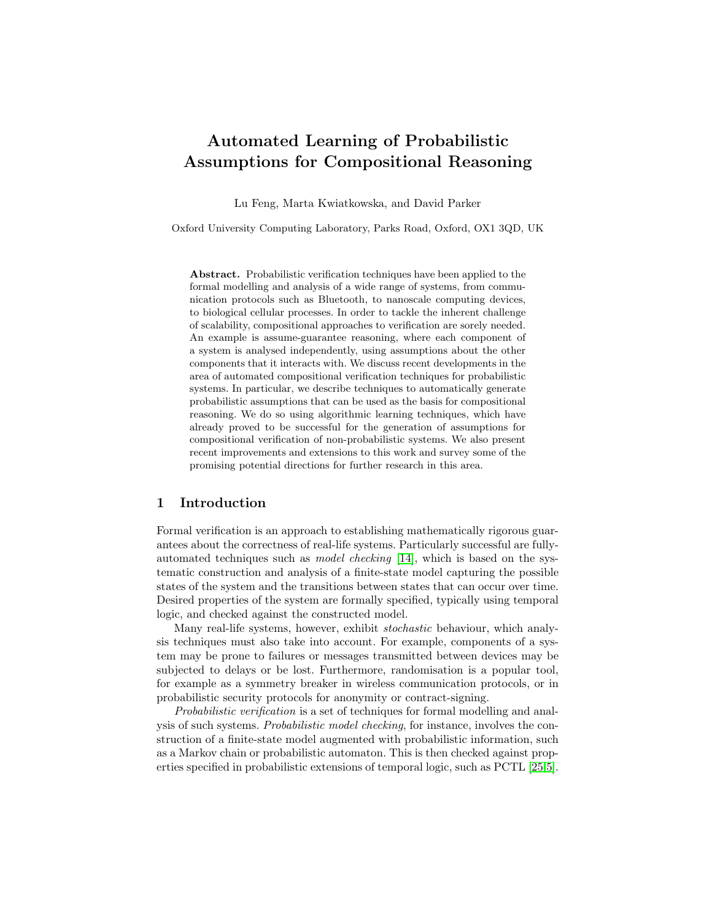# Automated Learning of Probabilistic Assumptions for Compositional Reasoning

Lu Feng, Marta Kwiatkowska, and David Parker

Oxford University Computing Laboratory, Parks Road, Oxford, OX1 3QD, UK

**Abstract.** Probabilistic verification techniques have been applied to the formal modelling and analysis of a wide range of systems, from communication protocols such as Bluetooth, to nanoscale computing devices, to biological cellular processes. In order to tackle the inherent challenge of scalability, compositional approaches to verification are sorely needed. An example is assume-guarantee reasoning, where each component of a system is analysed independently, using assumptions about the other components that it interacts with. We discuss recent developments in the area of automated compositional verification techniques for probabilistic systems. In particular, we describe techniques to automatically generate probabilistic assumptions that can be used as the basis for compositional reasoning. We do so using algorithmic learning techniques, which have already proved to be successful for the generation of assumptions for compositional verification of non-probabilistic systems. We also present recent improvements and extensions to this work and survey some of the promising potential directions for further research in this area.

## 1 Introduction

Formal verification is an approach to establishing mathematically rigorous guarantees about the correctness of real-life systems. Particularly successful are fully-automated techniques such as *model checking* [14], which is based on the systematic construction and analysis of a finite-state model capturing the possible states of the system and the transitions between states that can occur over time. Desired properties of the system are formally specified, typically using temporal logic, and checked against the constructed model.

Many real-life systems, however, exhibit *stochastic* behaviour, which analysis techniques must also take into account. For example, components of a system may be prone to failures or messages transmitted between devices may be subjected to delays or be lost. Furthermore, randomisation is a popular tool, for example as a symmetry breaker in wireless communication protocols, or in probabilistic security protocols for anonymity or contract-signing.

*Probabilistic verification* is a set of techniques for formal modelling and analysis of such systems. *Probabilistic model checking*, for instance, involves the construction of a finite-state model augmented with probabilistic information, such as a Markov chain or probabilistic automaton. This is then checked against properties specified in probabilistic extensions of temporal logic, such as PCTL [25,5].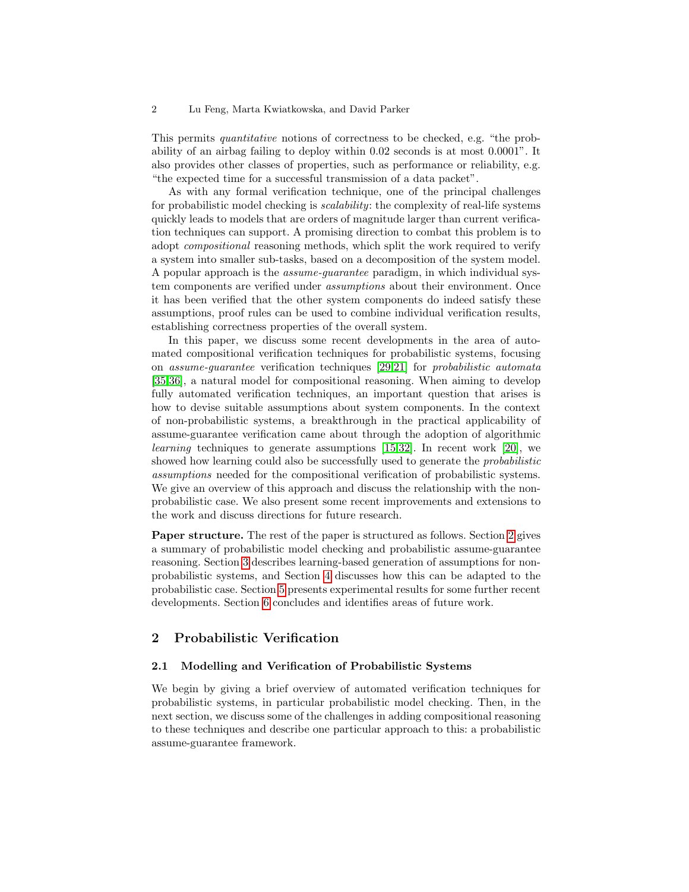This permits *quantitative* notions of correctness to be checked, e.g. "the probability of an airbag failing to deploy within 0.02 seconds is at most 0.0001". It also provides other classes of properties, such as performance or reliability, e.g. "the expected time for a successful transmission of a data packet".

As with any formal verification technique, one of the principal challenges for probabilistic model checking is *scalability*: the complexity of real-life systems quickly leads to models that are orders of magnitude larger than current verification techniques can support. A promising direction to combat this problem is to adopt *compositional* reasoning methods, which split the work required to verify a system into smaller sub-tasks, based on a decomposition of the system model. A popular approach is the *assume-guarantee* paradigm, in which individual system components are verified under *assumptions* about their environment. Once it has been verified that the other system components do indeed satisfy these assumptions, proof rules can be used to combine individual verification results, establishing correctness properties of the overall system.

In this paper, we discuss some recent developments in the area of automated compositional verification techniques for probabilistic systems, focusing on *assume-guarantee* verification techniques [29,21] for *probabilistic automata* [35,36], a natural model for compositional reasoning. When aiming to develop fully automated verification techniques, an important question that arises is how to devise suitable assumptions about system components. In the context of non-probabilistic systems, a breakthrough in the practical applicability of assume-guarantee verification came about through the adoption of algorithmic *learning* techniques to generate assumptions [15,32]. In recent work [20], we showed how learning could also be successfully used to generate the *probabilistic assumptions* needed for the compositional verification of probabilistic systems. We give an overview of this approach and discuss the relationship with the non-probabilistic case. We also present some recent improvements and extensions to the work and discuss directions for future research.

**Paper structure.** The rest of the paper is structured as follows. Section 2 gives a summary of probabilistic model checking and probabilistic assume-guarantee reasoning. Section 3 describes learning-based generation of assumptions for non-probabilistic systems, and Section 4 discusses how this can be adapted to the probabilistic case. Section 5 presents experimental results for some further recent developments. Section 6 concludes and identifies areas of future work.

## 2 Probabilistic Verification

### 2.1 Modelling and Verification of Probabilistic Systems

We begin by giving a brief overview of automated verification techniques for probabilistic systems, in particular probabilistic model checking. Then, in the next section, we discuss some of the challenges in adding compositional reasoning to these techniques and describe one particular approach to this: a probabilistic assume-guarantee framework.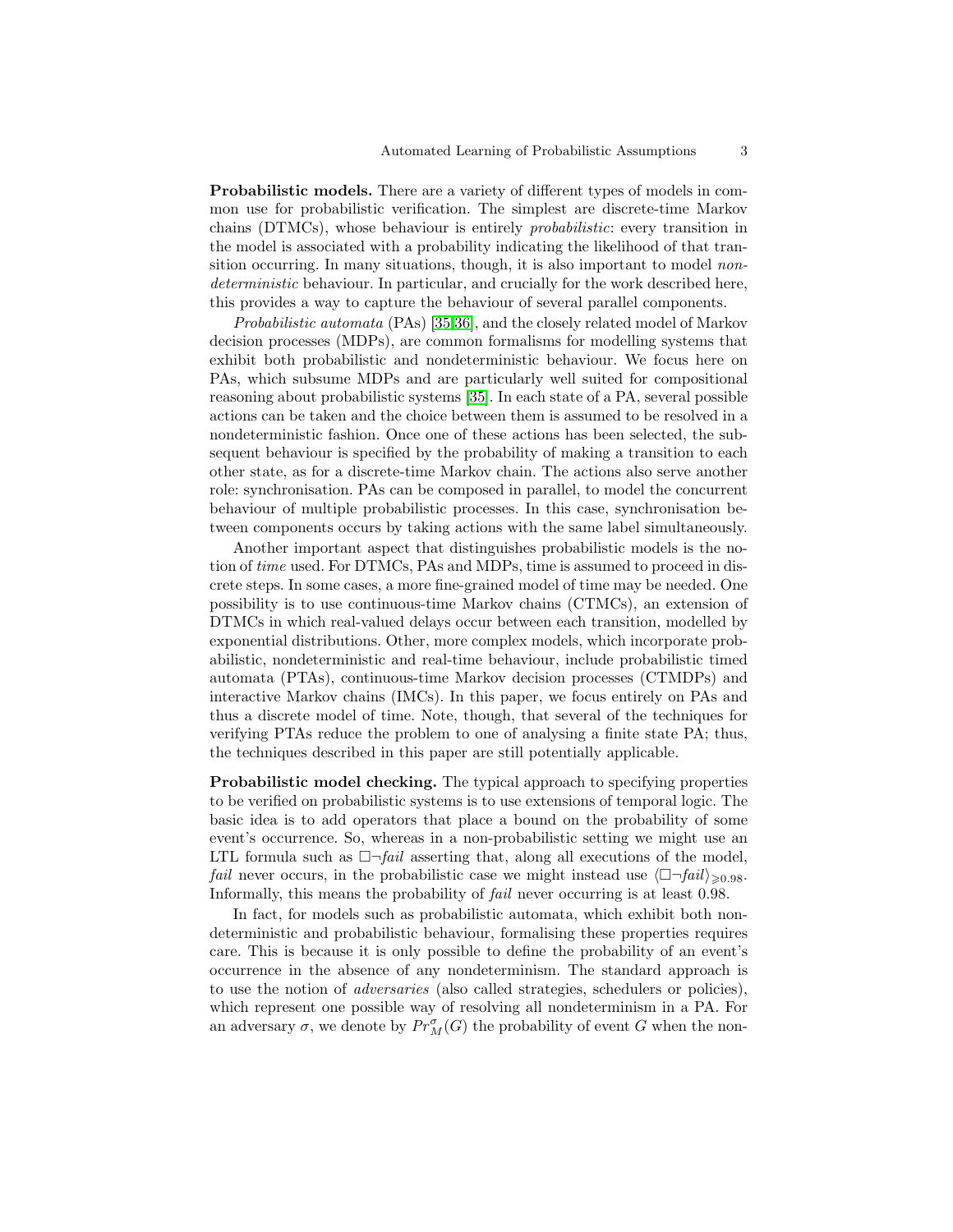**Probabilistic models.** There are a variety of different types of models in common use for probabilistic verification. The simplest are discrete-time Markov chains (DTMCs), whose behaviour is entirely *probabilistic*: every transition in the model is associated with a probability indicating the likelihood of that transition occurring. In many situations, though, it is also important to model *nondeterministic* behaviour. In particular, and crucially for the work described here, this provides a way to capture the behaviour of several parallel components.

*Probabilistic automata* (PAs) [35,36], and the closely related model of Markov decision processes (MDPs), are common formalisms for modelling systems that exhibit both probabilistic and nondeterministic behaviour. We focus here on PAs, which subsume MDPs and are particularly well suited for compositional reasoning about probabilistic systems [35]. In each state of a PA, several possible actions can be taken and the choice between them is assumed to be resolved in a nondeterministic fashion. Once one of these actions has been selected, the subsequent behaviour is specified by the probability of making a transition to each other state, as for a discrete-time Markov chain. The actions also serve another role: synchronisation. PAs can be composed in parallel, to model the concurrent behaviour of multiple probabilistic processes. In this case, synchronisation between components occurs by taking actions with the same label simultaneously.

Another important aspect that distinguishes probabilistic models is the notion of *time* used. For DTMCs, PAs and MDPs, time is assumed to proceed in discrete steps. In some cases, a more fine-grained model of time may be needed. One possibility is to use continuous-time Markov chains (CTMCs), an extension of DTMCs in which real-valued delays occur between each transition, modelled by exponential distributions. Other, more complex models, which incorporate probabilistic, nondeterministic and real-time behaviour, include probabilistic timed automata (PTAs), continuous-time Markov decision processes (CTMDPs) and interactive Markov chains (IMCs). In this paper, we focus entirely on PAs and thus a discrete model of time. Note, though, that several of the techniques for verifying PTAs reduce the problem to one of analysing a finite state PA; thus, the techniques described in this paper are still potentially applicable.

**Probabilistic model checking.** The typical approach to specifying properties to be verified on probabilistic systems is to use extensions of temporal logic. The basic idea is to add operators that place a bound on the probability of some event's occurrence. So, whereas in a non-probabilistic setting we might use an LTL formula such as $\Box\neg \mathit{fail}$ asserting that, along all executions of the model, *fail* never occurs, in the probabilistic case we might instead use $\langle\Box\neg \mathit{fail}\rangle_{\geqslant 0.98}$. Informally, this means the probability of *fail* never occurring is at least 0.98.

In fact, for models such as probabilistic automata, which exhibit both nondeterministic and probabilistic behaviour, formalising these properties requires care. This is because it is only possible to define the probability of an event's occurrence in the absence of any nondeterminism. The standard approach is to use the notion of *adversaries* (also called strategies, schedulers or policies), which represent one possible way of resolving all nondeterminism in a PA. For an adversary $\sigma$, we denote by $Pr_M^{\sigma}(G)$ the probability of event $G$ when the non-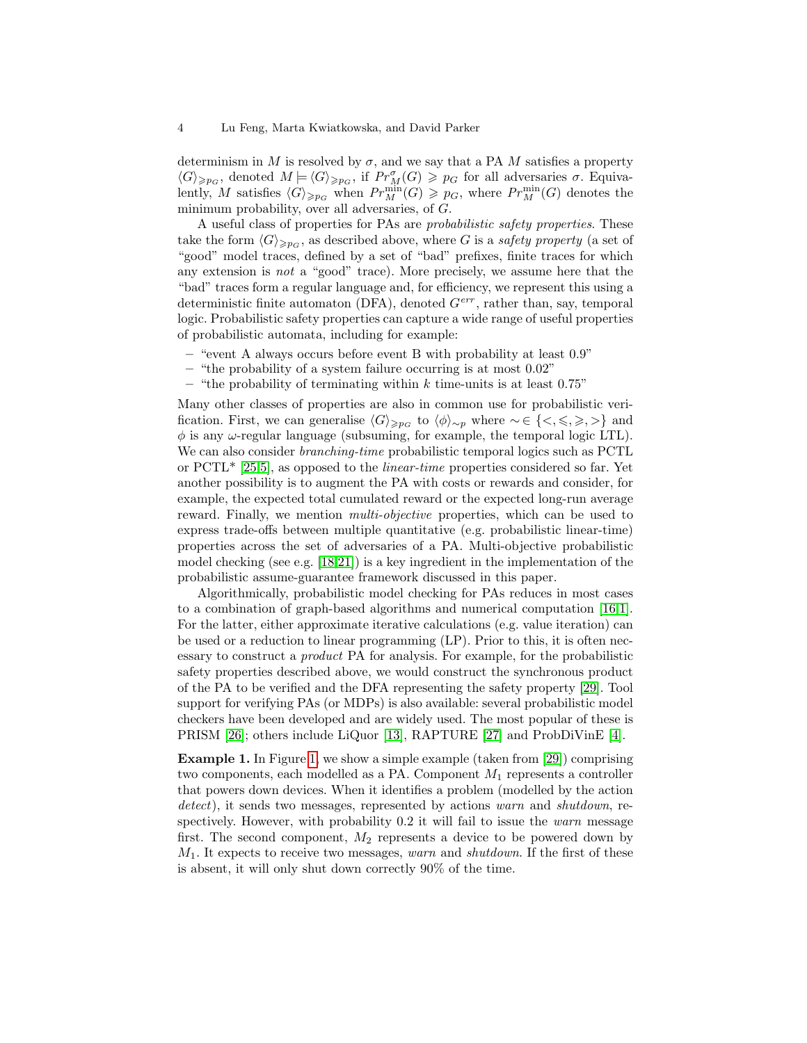determinism in $M$ is resolved by $\sigma$, and we say that a PA $M$ satisfies a property $\langle G \rangle_{\geqslant p_G}$, denoted $M \models \langle G \rangle_{\geqslant p_G}$, if $Pr_M^\sigma(G) \geqslant p_G$ for all adversaries $\sigma$. Equivalently, $M$ satisfies $\langle G \rangle_{\geqslant p_G}$ when $Pr_M^{\min}(G) \geqslant p_G$, where $Pr_M^{\min}(G)$ denotes the minimum probability, over all adversaries, of $G$.

A useful class of properties for PAs are *probabilistic safety properties*. These take the form $\langle G \rangle_{\geqslant p_G}$, as described above, where $G$ is a *safety property* (a set of "good" model traces, defined by a set of "bad" prefixes, finite traces for which any extension is *not* a "good" trace). More precisely, we assume here that the "bad" traces form a regular language and, for efficiency, we represent this using a deterministic finite automaton (DFA), denoted $G^{err}$, rather than, say, temporal logic. Probabilistic safety properties can capture a wide range of useful properties of probabilistic automata, including for example:

- "event A always occurs before event B with probability at least 0.9"
- "the probability of a system failure occurring is at most 0.02"
- "the probability of terminating within $k$ time-units is at least 0.75"

Many other classes of properties are also in common use for probabilistic verification. First, we can generalise $\langle G \rangle_{\geqslant p_G}$ to $\langle \phi \rangle_{\sim p}$ where $\sim \in \{<, \leqslant, \geqslant, >\}$ and $\phi$ is any $\omega$-regular language (subsuming, for example, the temporal logic LTL). We can also consider *branching-time* probabilistic temporal logics such as PCTL or PCTL* [25,5], as opposed to the *linear-time* properties considered so far. Yet another possibility is to augment the PA with costs or rewards and consider, for example, the expected total cumulated reward or the expected long-run average reward. Finally, we mention *multi-objective* properties, which can be used to express trade-offs between multiple quantitative (e.g. probabilistic linear-time) properties across the set of adversaries of a PA. Multi-objective probabilistic model checking (see e.g. [18,21]) is a key ingredient in the implementation of the probabilistic assume-guarantee framework discussed in this paper.

Algorithmically, probabilistic model checking for PAs reduces in most cases to a combination of graph-based algorithms and numerical computation [16,1]. For the latter, either approximate iterative calculations (e.g. value iteration) can be used or a reduction to linear programming (LP). Prior to this, it is often necessary to construct a *product* PA for analysis. For example, for the probabilistic safety properties described above, we would construct the synchronous product of the PA to be verified and the DFA representing the safety property [29]. Tool support for verifying PAs (or MDPs) is also available: several probabilistic model checkers have been developed and are widely used. The most popular of these is PRISM [26]; others include LiQuor [13], RAPTURE [27] and ProbDiVinE [4].

**Example 1.** In Figure 1, we show a simple example (taken from [29]) comprising two components, each modelled as a PA. Component $M_1$ represents a controller that powers down devices. When it identifies a problem (modelled by the action *detect*), it sends two messages, represented by actions *warn* and *shutdown*, respectively. However, with probability 0.2 it will fail to issue the *warn* message first. The second component, $M_2$ represents a device to be powered down by $M_1$. It expects to receive two messages, *warn* and *shutdown*. If the first of these is absent, it will only shut down correctly 90% of the time.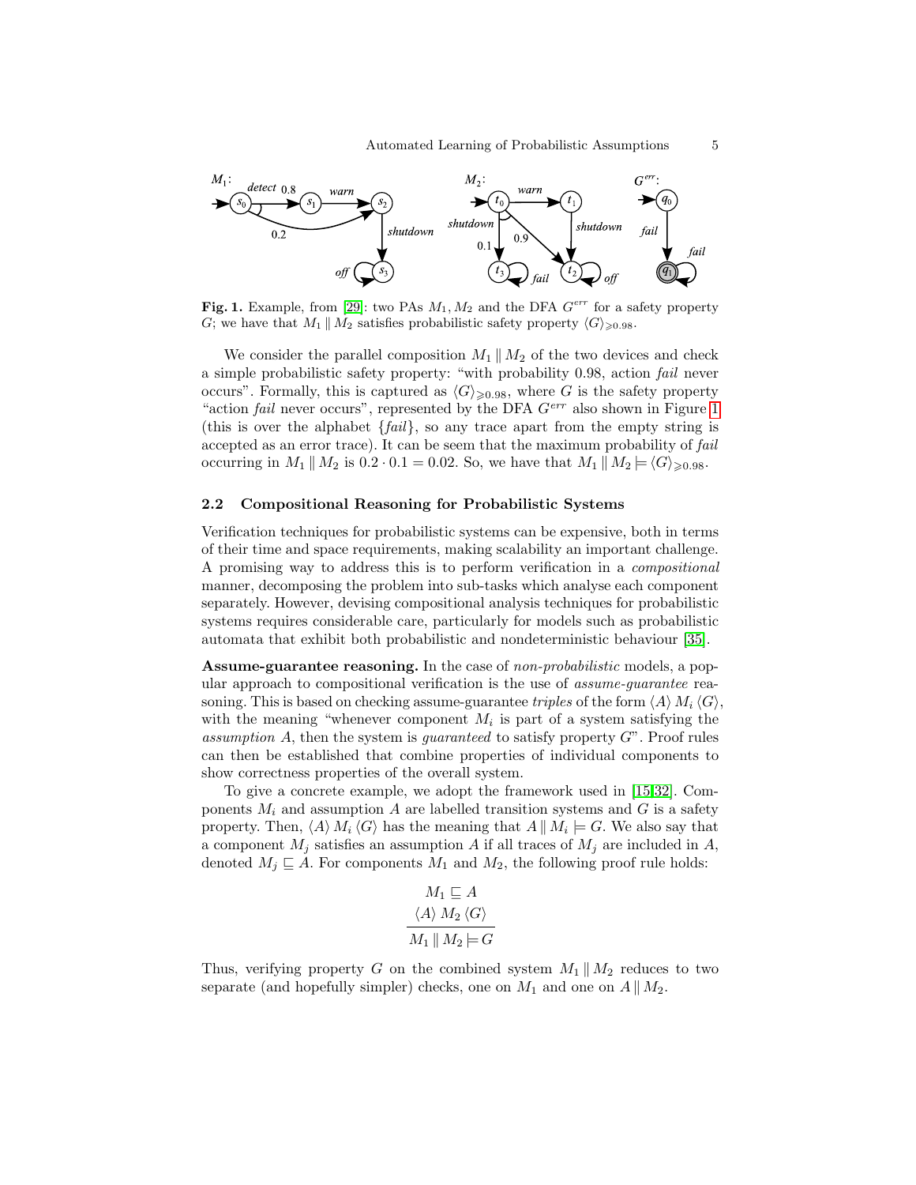**Fig. 1.** Example, from [29]: two PAs $M_1, M_2$ and the DFA $G^{err}$ for a safety property $G$; we have that $M_1 \,\|\, M_2$ satisfies probabilistic safety property $\langle G \rangle_{\geqslant 0.98}$.

We consider the parallel composition $M_1 \,\|\, M_2$ of the two devices and check a simple probabilistic safety property: "with probability 0.98, action *fail* never occurs". Formally, this is captured as $\langle G \rangle_{\geqslant 0.98}$, where $G$ is the safety property "action *fail* never occurs", represented by the DFA $G^{err}$ also shown in Figure 1 (this is over the alphabet $\{fail\}$, so any trace apart from the empty string is accepted as an error trace). It can be seem that the maximum probability of *fail* occurring in $M_1 \,\|\, M_2$ is $0.2 \cdot 0.1 = 0.02$. So, we have that $M_1 \,\|\, M_2 \models \langle G \rangle_{\geqslant 0.98}$.

### 2.2 Compositional Reasoning for Probabilistic Systems

Verification techniques for probabilistic systems can be expensive, both in terms of their time and space requirements, making scalability an important challenge. A promising way to address this is to perform verification in a *compositional* manner, decomposing the problem into sub-tasks which analyse each component separately. However, devising compositional analysis techniques for probabilistic systems requires considerable care, particularly for models such as probabilistic automata that exhibit both probabilistic and nondeterministic behaviour [35].

**Assume-guarantee reasoning.** In the case of *non-probabilistic* models, a popular approach to compositional verification is the use of *assume-guarantee* reasoning. This is based on checking assume-guarantee *triples* of the form $\langle A \rangle\, M_i \,\langle G \rangle$, with the meaning "whenever component $M_i$ is part of a system satisfying the *assumption* $A$, then the system is *guaranteed* to satisfy property $G$". Proof rules can then be established that combine properties of individual components to show correctness properties of the overall system.

To give a concrete example, we adopt the framework used in [15,32]. Components $M_i$ and assumption $A$ are labelled transition systems and $G$ is a safety property. Then, $\langle A \rangle\, M_i \,\langle G \rangle$ has the meaning that $A \,\|\, M_i \models G$. We also say that a component $M_j$ satisfies an assumption $A$ if all traces of $M_j$ are included in $A$, denoted $M_j \sqsubseteq A$. For components $M_1$ and $M_2$, the following proof rule holds:

$$
\frac{\begin{array}{c} M_1 \sqsubseteq A \\ \langle A \rangle\, M_2 \,\langle G \rangle \end{array}}{M_1 \,\|\, M_2 \models G}
$$

Thus, verifying property $G$ on the combined system $M_1 \,\|\, M_2$ reduces to two separate (and hopefully simpler) checks, one on $M_1$ and one on $A \,\|\, M_2$.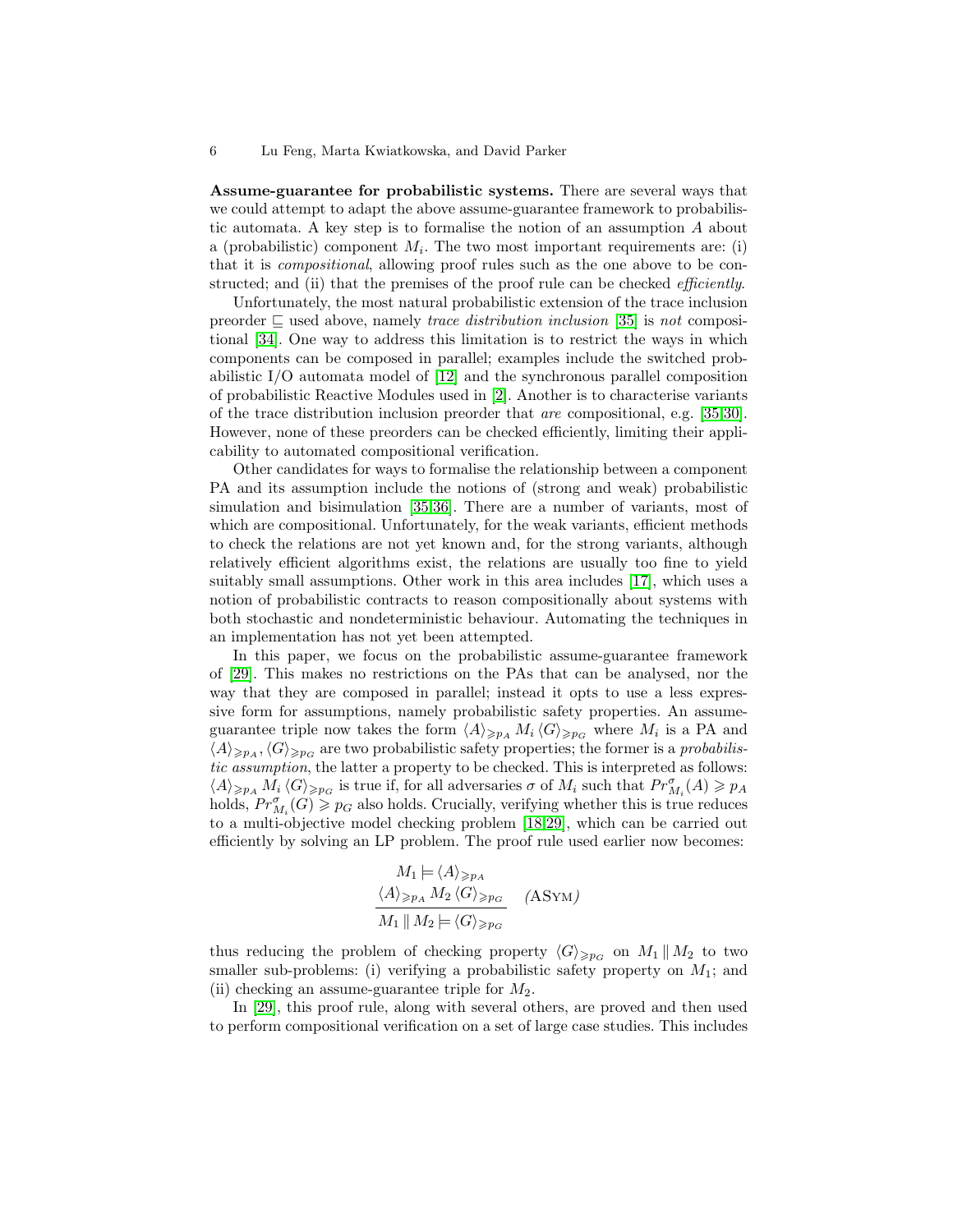**Assume-guarantee for probabilistic systems.** There are several ways that we could attempt to adapt the above assume-guarantee framework to probabilistic automata. A key step is to formalise the notion of an assumption $A$ about a (probabilistic) component $M_i$. The two most important requirements are: (i) that it is *compositional*, allowing proof rules such as the one above to be constructed; and (ii) that the premises of the proof rule can be checked *efficiently*.

Unfortunately, the most natural probabilistic extension of the trace inclusion preorder $\sqsubseteq$ used above, namely *trace distribution inclusion* [35] is *not* compositional [34]. One way to address this limitation is to restrict the ways in which components can be composed in parallel; examples include the switched probabilistic I/O automata model of [12] and the synchronous parallel composition of probabilistic Reactive Modules used in [2]. Another is to characterise variants of the trace distribution inclusion preorder that *are* compositional, e.g. [35,30]. However, none of these preorders can be checked efficiently, limiting their applicability to automated compositional verification.

Other candidates for ways to formalise the relationship between a component PA and its assumption include the notions of (strong and weak) probabilistic simulation and bisimulation [35,36]. There are a number of variants, most of which are compositional. Unfortunately, for the weak variants, efficient methods to check the relations are not yet known and, for the strong variants, although relatively efficient algorithms exist, the relations are usually too fine to yield suitably small assumptions. Other work in this area includes [17], which uses a notion of probabilistic contracts to reason compositionally about systems with both stochastic and nondeterministic behaviour. Automating the techniques in an implementation has not yet been attempted.

In this paper, we focus on the probabilistic assume-guarantee framework of [29]. This makes no restrictions on the PAs that can be analysed, nor the way that they are composed in parallel; instead it opts to use a less expressive form for assumptions, namely probabilistic safety properties. An assume-guarantee triple now takes the form $\langle A\rangle_{\geqslant p_A}\, M_i\, \langle G\rangle_{\geqslant p_G}$ where $M_i$ is a PA and $\langle A\rangle_{\geqslant p_A}, \langle G\rangle_{\geqslant p_G}$ are two probabilistic safety properties; the former is a *probabilistic assumption*, the latter a property to be checked. This is interpreted as follows: $\langle A\rangle_{\geqslant p_A}\, M_i\, \langle G\rangle_{\geqslant p_G}$ is true if, for all adversaries $\sigma$ of $M_i$ such that $Pr^{\sigma}_{M_i}(A) \geqslant p_A$ holds, $Pr^{\sigma}_{M_i}(G) \geqslant p_G$ also holds. Crucially, verifying whether this is true reduces to a multi-objective model checking problem [18,29], which can be carried out efficiently by solving an LP problem. The proof rule used earlier now becomes:

$$\frac{\begin{array}{c} M_1 \models \langle A\rangle_{\geqslant p_A} \\ \langle A\rangle_{\geqslant p_A}\, M_2\, \langle G\rangle_{\geqslant p_G} \end{array}}{M_1 \,\|\, M_2 \models \langle G\rangle_{\geqslant p_G}} \quad \text{(ASYM)}$$

thus reducing the problem of checking property $\langle G\rangle_{\geqslant p_G}$ on $M_1 \,\|\, M_2$ to two smaller sub-problems: (i) verifying a probabilistic safety property on $M_1$; and (ii) checking an assume-guarantee triple for $M_2$.

In [29], this proof rule, along with several others, are proved and then used to perform compositional verification on a set of large case studies. This includes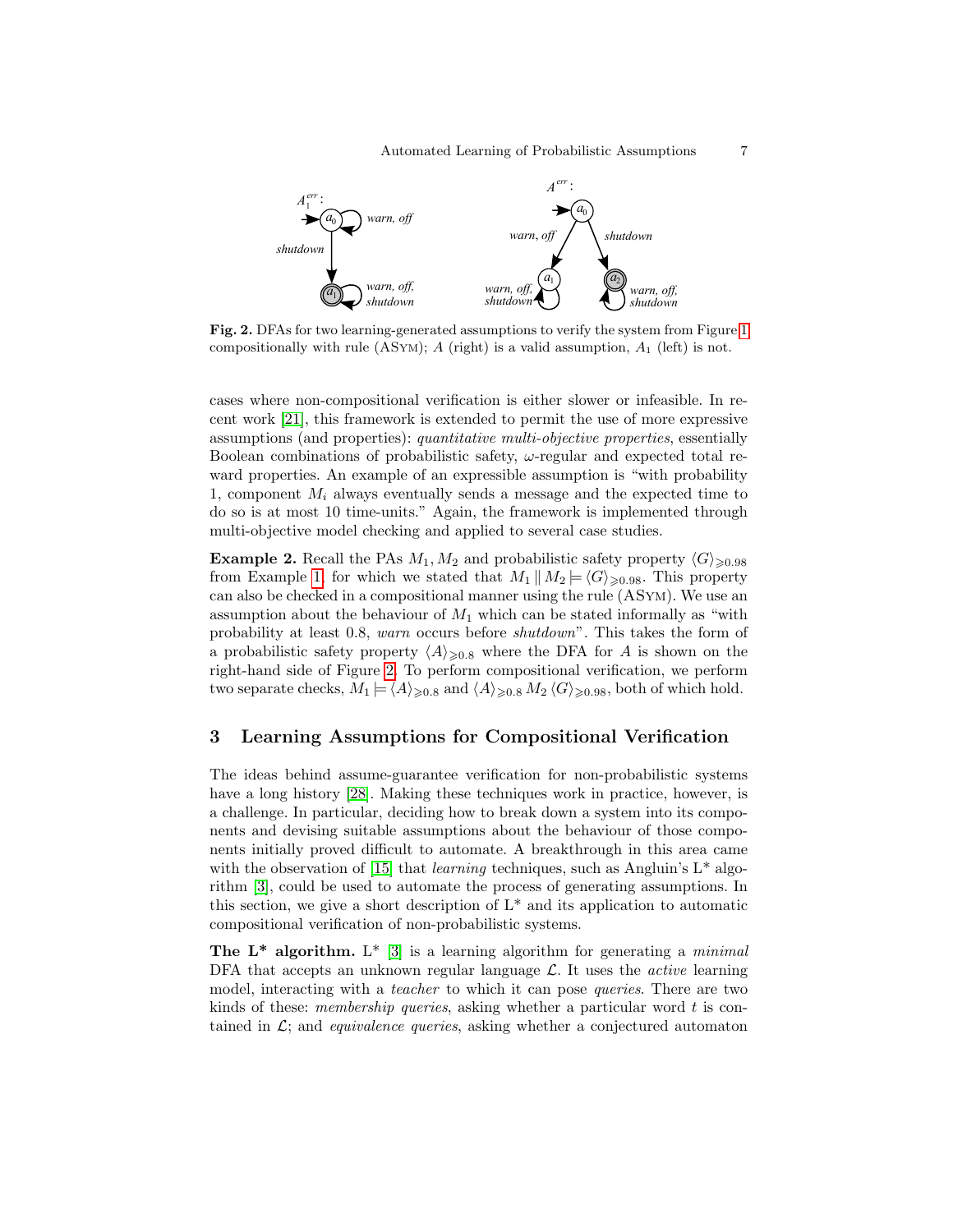**Fig. 2.** DFAs for two learning-generated assumptions to verify the system from Figure 1 compositionally with rule (ASym); $A$ (right) is a valid assumption, $A_1$ (left) is not.

cases where non-compositional verification is either slower or infeasible. In recent work [21], this framework is extended to permit the use of more expressive assumptions (and properties): *quantitative multi-objective properties*, essentially Boolean combinations of probabilistic safety, $\omega$-regular and expected total reward properties. An example of an expressible assumption is "with probability 1, component $M_i$ always eventually sends a message and the expected time to do so is at most 10 time-units." Again, the framework is implemented through multi-objective model checking and applied to several case studies.

**Example 2.** Recall the PAs $M_1, M_2$ and probabilistic safety property $\langle G\rangle_{\geqslant 0.98}$ from Example 1, for which we stated that $M_1 \,\|\, M_2 \models \langle G\rangle_{\geqslant 0.98}$. This property can also be checked in a compositional manner using the rule (ASym). We use an assumption about the behaviour of $M_1$ which can be stated informally as "with probability at least 0.8, *warn* occurs before *shutdown*". This takes the form of a probabilistic safety property $\langle A\rangle_{\geqslant 0.8}$ where the DFA for $A$ is shown on the right-hand side of Figure 2. To perform compositional verification, we perform two separate checks, $M_1 \models \langle A\rangle_{\geqslant 0.8}$ and $\langle A\rangle_{\geqslant 0.8}\, M_2\, \langle G\rangle_{\geqslant 0.98}$, both of which hold.

## 3 Learning Assumptions for Compositional Verification

The ideas behind assume-guarantee verification for non-probabilistic systems have a long history [28]. Making these techniques work in practice, however, is a challenge. In particular, deciding how to break down a system into its components and devising suitable assumptions about the behaviour of those components initially proved difficult to automate. A breakthrough in this area came with the observation of [15] that *learning* techniques, such as Angluin's L* algorithm [3], could be used to automate the process of generating assumptions. In this section, we give a short description of L* and its application to automatic compositional verification of non-probabilistic systems.

**The L* algorithm.** L* [3] is a learning algorithm for generating a *minimal* DFA that accepts an unknown regular language $\mathcal{L}$. It uses the *active* learning model, interacting with a *teacher* to which it can pose *queries*. There are two kinds of these: *membership queries*, asking whether a particular word $t$ is contained in $\mathcal{L}$; and *equivalence queries*, asking whether a conjectured automaton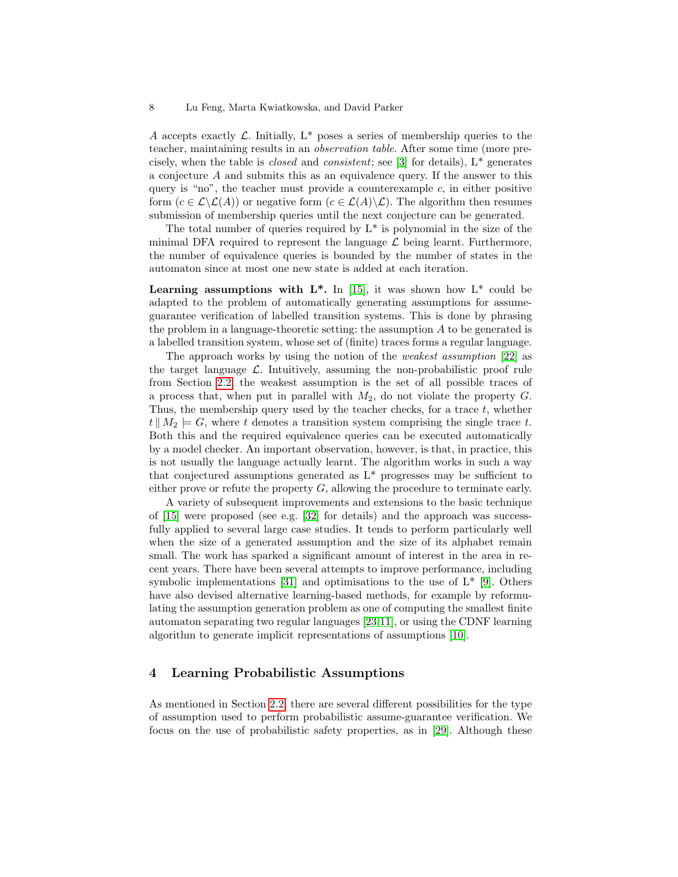$A$ accepts exactly $\mathcal{L}$. Initially, L* poses a series of membership queries to the teacher, maintaining results in an *observation table*. After some time (more precisely, when the table is *closed* and *consistent*; see [3] for details), L* generates a conjecture $A$ and submits this as an equivalence query. If the answer to this query is "no", the teacher must provide a counterexample $c$, in either positive form ($c \in \mathcal{L} \backslash \mathcal{L}(A)$) or negative form ($c \in \mathcal{L}(A) \backslash \mathcal{L}$). The algorithm then resumes submission of membership queries until the next conjecture can be generated.

The total number of queries required by L* is polynomial in the size of the minimal DFA required to represent the language $\mathcal{L}$ being learnt. Furthermore, the number of equivalence queries is bounded by the number of states in the automaton since at most one new state is added at each iteration.

**Learning assumptions with L*.** In [15], it was shown how L* could be adapted to the problem of automatically generating assumptions for assume-guarantee verification of labelled transition systems. This is done by phrasing the problem in a language-theoretic setting: the assumption $A$ to be generated is a labelled transition system, whose set of (finite) traces forms a regular language.

The approach works by using the notion of the *weakest assumption* [22] as the target language $\mathcal{L}$. Intuitively, assuming the non-probabilistic proof rule from Section 2.2, the weakest assumption is the set of all possible traces of a process that, when put in parallel with $M_2$, do not violate the property $G$. Thus, the membership query used by the teacher checks, for a trace $t$, whether $t \,\|\, M_2 \models G$, where $t$ denotes a transition system comprising the single trace $t$. Both this and the required equivalence queries can be executed automatically by a model checker. An important observation, however, is that, in practice, this is not usually the language actually learnt. The algorithm works in such a way that conjectured assumptions generated as L* progresses may be sufficient to either prove or refute the property $G$, allowing the procedure to terminate early.

A variety of subsequent improvements and extensions to the basic technique of [15] were proposed (see e.g. [32] for details) and the approach was successfully applied to several large case studies. It tends to perform particularly well when the size of a generated assumption and the size of its alphabet remain small. The work has sparked a significant amount of interest in the area in recent years. There have been several attempts to improve performance, including symbolic implementations [31] and optimisations to the use of L* [9]. Others have also devised alternative learning-based methods, for example by reformulating the assumption generation problem as one of computing the smallest finite automaton separating two regular languages [23,11], or using the CDNF learning algorithm to generate implicit representations of assumptions [10].

## 4 Learning Probabilistic Assumptions

As mentioned in Section 2.2, there are several different possibilities for the type of assumption used to perform probabilistic assume-guarantee verification. We focus on the use of probabilistic safety properties, as in [29]. Although these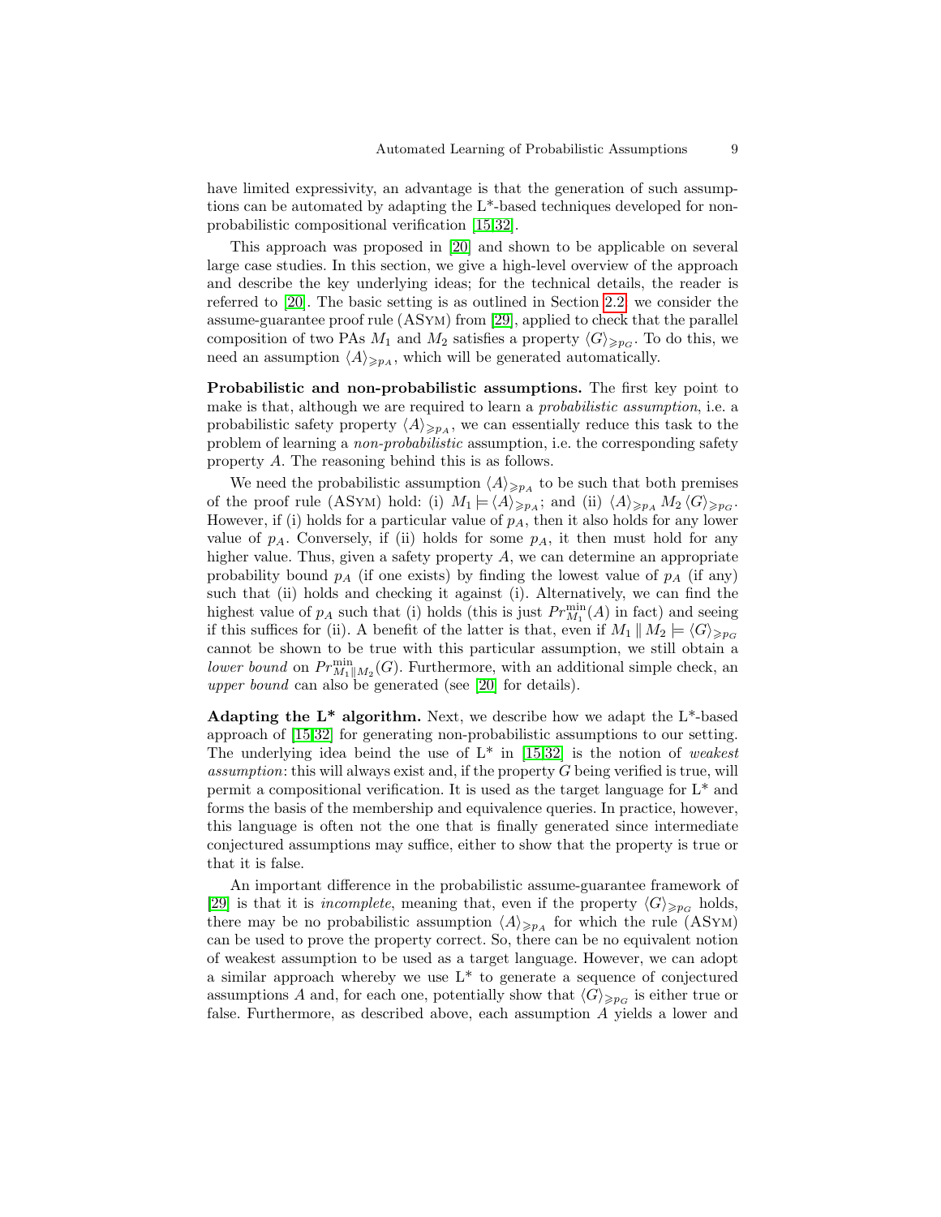have limited expressivity, an advantage is that the generation of such assumptions can be automated by adapting the L*-based techniques developed for non-probabilistic compositional verification [15,32].

This approach was proposed in [20] and shown to be applicable on several large case studies. In this section, we give a high-level overview of the approach and describe the key underlying ideas; for the technical details, the reader is referred to [20]. The basic setting is as outlined in Section 2.2: we consider the assume-guarantee proof rule (ASym) from [29], applied to check that the parallel composition of two PAs $M_1$ and $M_2$ satisfies a property $\langle G \rangle_{\geqslant p_G}$. To do this, we need an assumption $\langle A \rangle_{\geqslant p_A}$, which will be generated automatically.

**Probabilistic and non-probabilistic assumptions.** The first key point to make is that, although we are required to learn a *probabilistic assumption*, i.e. a probabilistic safety property $\langle A \rangle_{\geqslant p_A}$, we can essentially reduce this task to the problem of learning a *non-probabilistic* assumption, i.e. the corresponding safety property $A$. The reasoning behind this is as follows.

We need the probabilistic assumption $\langle A \rangle_{\geqslant p_A}$ to be such that both premises of the proof rule (ASym) hold: (i) $M_1 \models \langle A \rangle_{\geqslant p_A}$; and (ii) $\langle A \rangle_{\geqslant p_A} M_2 \langle G \rangle_{\geqslant p_G}$. However, if (i) holds for a particular value of $p_A$, then it also holds for any lower value of $p_A$. Conversely, if (ii) holds for some $p_A$, it then must hold for any higher value. Thus, given a safety property $A$, we can determine an appropriate probability bound $p_A$ (if one exists) by finding the lowest value of $p_A$ (if any) such that (ii) holds and checking it against (i). Alternatively, we can find the highest value of $p_A$ such that (i) holds (this is just $Pr^{\min}_{M_1}(A)$ in fact) and seeing if this suffices for (ii). A benefit of the latter is that, even if $M_1 \parallel M_2 \models \langle G \rangle_{\geqslant p_G}$ cannot be shown to be true with this particular assumption, we still obtain a *lower bound* on $Pr^{\min}_{M_1 \parallel M_2}(G)$. Furthermore, with an additional simple check, an *upper bound* can also be generated (see [20] for details).

**Adapting the L\* algorithm.** Next, we describe how we adapt the L*-based approach of [15,32] for generating non-probabilistic assumptions to our setting. The underlying idea beind the use of L* in [15,32] is the notion of *weakest assumption*: this will always exist and, if the property $G$ being verified is true, will permit a compositional verification. It is used as the target language for L* and forms the basis of the membership and equivalence queries. In practice, however, this language is often not the one that is finally generated since intermediate conjectured assumptions may suffice, either to show that the property is true or that it is false.

An important difference in the probabilistic assume-guarantee framework of [29] is that it is *incomplete*, meaning that, even if the property $\langle G \rangle_{\geqslant p_G}$ holds, there may be no probabilistic assumption $\langle A \rangle_{\geqslant p_A}$ for which the rule (ASym) can be used to prove the property correct. So, there can be no equivalent notion of weakest assumption to be used as a target language. However, we can adopt a similar approach whereby we use L* to generate a sequence of conjectured assumptions $A$ and, for each one, potentially show that $\langle G \rangle_{\geqslant p_G}$ is either true or false. Furthermore, as described above, each assumption $A$ yields a lower and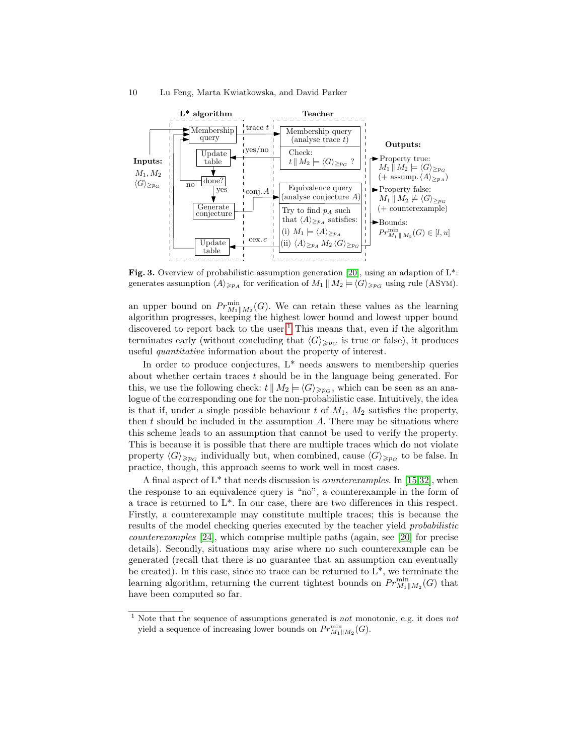**L* algorithm**

**Teacher**

Membership query — trace $t$ → Membership query (analyse trace $t$) Check: $t \,\|\, M_2 \models \langle G \rangle_{\geq p_G}$ ?

yes/no → Update table → done? (no / yes) → Generate conjecture — conj. $A$ → Equivalence query (analyse conjecture $A$) Try to find $p_A$ such that $\langle A \rangle_{\geq p_A}$ satisfies: (i) $M_1 \models \langle A \rangle_{\geq p_A}$ (ii) $\langle A \rangle_{\geq p_A}\, M_2 \,\langle G \rangle_{\geq p_G}$

cex. $c$ → Update table

**Inputs:** $M_1, M_2$, $\langle G \rangle_{\geq p_G}$

**Outputs:**
- Property true: $M_1 \,\|\, M_2 \models \langle G \rangle_{\geq p_G}$ (+ assump. $\langle A \rangle_{\geq p_A}$)
- Property false: $M_1 \,\|\, M_2 \not\models \langle G \rangle_{\geq p_G}$ (+ counterexample)
- Bounds: $Pr^{\min}_{M_1 \| M_2}(G) \in [l, u]$

**Fig. 3.** Overview of probabilistic assumption generation [20], using an adaption of L*: generates assumption $\langle A \rangle_{\geqslant p_A}$ for verification of $M_1 \,\|\, M_2 \models \langle G \rangle_{\geqslant p_G}$ using rule (ASym).

an upper bound on $Pr^{\min}_{M_1\|M_2}(G)$. We can retain these values as the learning algorithm progresses, keeping the highest lower bound and lowest upper bound discovered to report back to the user.[1] This means that, even if the algorithm terminates early (without concluding that $\langle G \rangle_{\geqslant p_G}$ is true or false), it produces useful *quantitative* information about the property of interest.

In order to produce conjectures, L* needs answers to membership queries about whether certain traces $t$ should be in the language being generated. For this, we use the following check: $t \,\|\, M_2 \models \langle G \rangle_{\geqslant p_G}$, which can be seen as an analogue of the corresponding one for the non-probabilistic case. Intuitively, the idea is that if, under a single possible behaviour $t$ of $M_1$, $M_2$ satisfies the property, then $t$ should be included in the assumption $A$. There may be situations where this scheme leads to an assumption that cannot be used to verify the property. This is because it is possible that there are multiple traces which do not violate property $\langle G \rangle_{\geqslant p_G}$ individually but, when combined, cause $\langle G \rangle_{\geqslant p_G}$ to be false. In practice, though, this approach seems to work well in most cases.

A final aspect of L* that needs discussion is *counterexamples*. In [15,32], when the response to an equivalence query is "no", a counterexample in the form of a trace is returned to L*. In our case, there are two differences in this respect. Firstly, a counterexample may constitute multiple traces; this is because the results of the model checking queries executed by the teacher yield *probabilistic counterexamples* [24], which comprise multiple paths (again, see [20] for precise details). Secondly, situations may arise where no such counterexample can be generated (recall that there is no guarantee that an assumption can eventually be created). In this case, since no trace can be returned to L*, we terminate the learning algorithm, returning the current tightest bounds on $Pr^{\min}_{M_1\|M_2}(G)$ that have been computed so far.

---

[1] Note that the sequence of assumptions generated is *not* monotonic, e.g. it does *not* yield a sequence of increasing lower bounds on $Pr^{\min}_{M_1\|M_2}(G)$.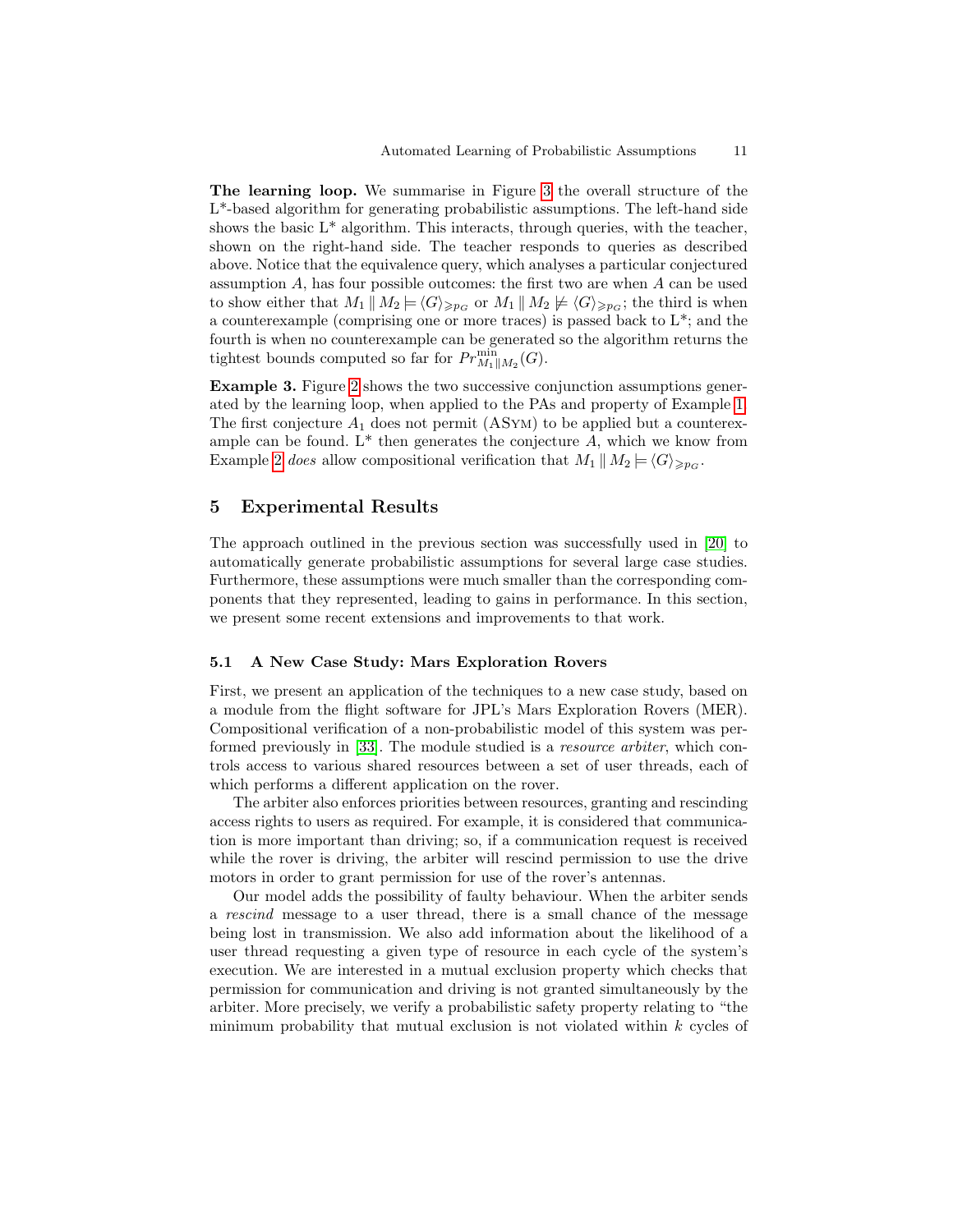**The learning loop.** We summarise in Figure 3 the overall structure of the L*-based algorithm for generating probabilistic assumptions. The left-hand side shows the basic L* algorithm. This interacts, through queries, with the teacher, shown on the right-hand side. The teacher responds to queries as described above. Notice that the equivalence query, which analyses a particular conjectured assumption $A$, has four possible outcomes: the first two are when $A$ can be used to show either that $M_1 \parallel M_2 \models \langle G \rangle_{\geqslant p_G}$ or $M_1 \parallel M_2 \not\models \langle G \rangle_{\geqslant p_G}$; the third is when a counterexample (comprising one or more traces) is passed back to L*; and the fourth is when no counterexample can be generated so the algorithm returns the tightest bounds computed so far for $Pr^{\min}_{M_1 \parallel M_2}(G)$.

**Example 3.** Figure 2 shows the two successive conjunction assumptions generated by the learning loop, when applied to the PAs and property of Example 1. The first conjecture $A_1$ does not permit (ASym) to be applied but a counterexample can be found. L* then generates the conjecture $A$, which we know from Example 2 *does* allow compositional verification that $M_1 \parallel M_2 \models \langle G \rangle_{\geqslant p_G}$.

## 5 Experimental Results

The approach outlined in the previous section was successfully used in [20] to automatically generate probabilistic assumptions for several large case studies. Furthermore, these assumptions were much smaller than the corresponding components that they represented, leading to gains in performance. In this section, we present some recent extensions and improvements to that work.

### 5.1 A New Case Study: Mars Exploration Rovers

First, we present an application of the techniques to a new case study, based on a module from the flight software for JPL's Mars Exploration Rovers (MER). Compositional verification of a non-probabilistic model of this system was performed previously in [33]. The module studied is a *resource arbiter*, which controls access to various shared resources between a set of user threads, each of which performs a different application on the rover.

The arbiter also enforces priorities between resources, granting and rescinding access rights to users as required. For example, it is considered that communication is more important than driving; so, if a communication request is received while the rover is driving, the arbiter will rescind permission to use the drive motors in order to grant permission for use of the rover's antennas.

Our model adds the possibility of faulty behaviour. When the arbiter sends a *rescind* message to a user thread, there is a small chance of the message being lost in transmission. We also add information about the likelihood of a user thread requesting a given type of resource in each cycle of the system's execution. We are interested in a mutual exclusion property which checks that permission for communication and driving is not granted simultaneously by the arbiter. More precisely, we verify a probabilistic safety property relating to "the minimum probability that mutual exclusion is not violated within $k$ cycles of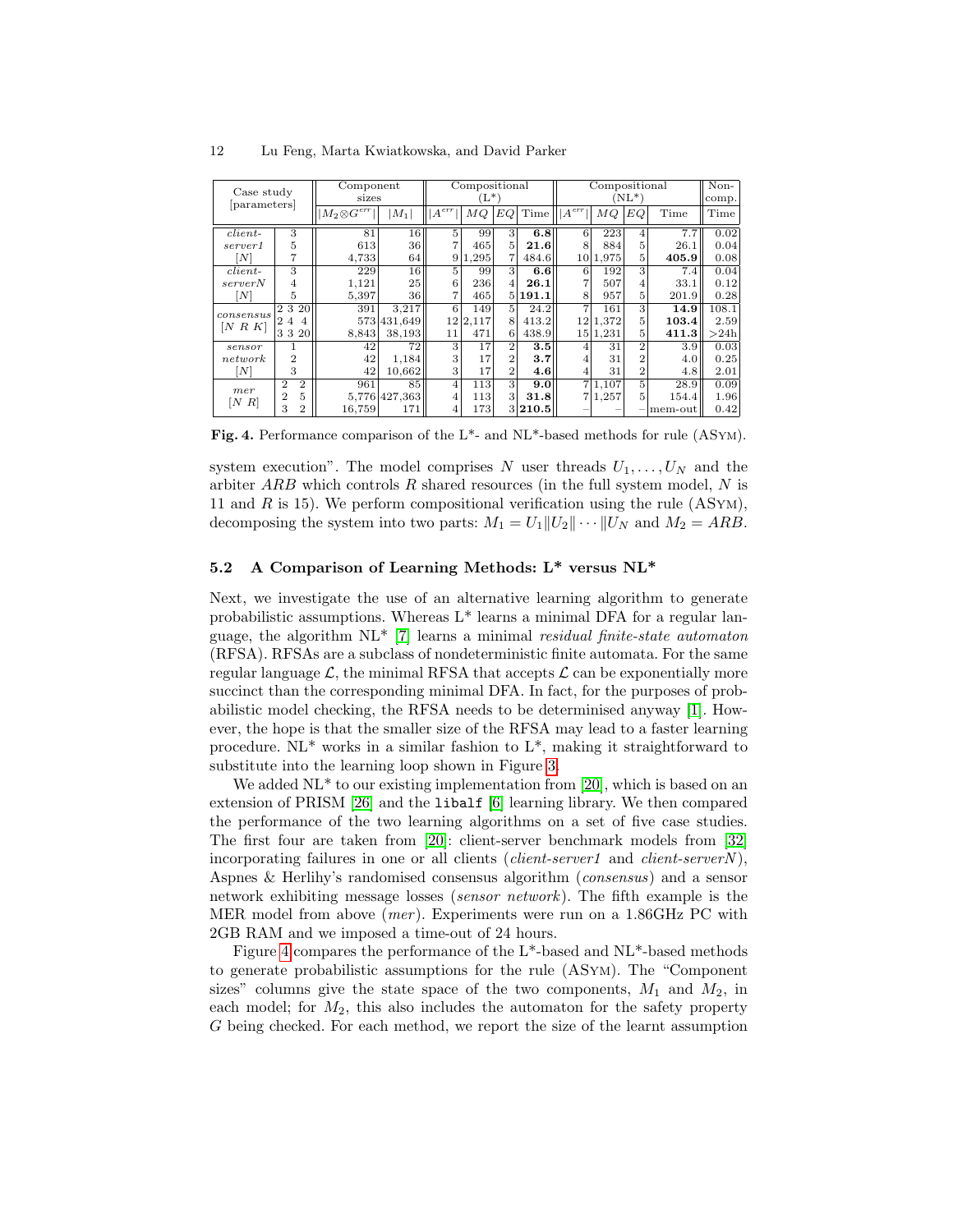| Case study [parameters] | | Component sizes | | Compositional (L*) | | | | Compositional (NL*) | | | | Non-comp. |
|---|---|---|---|---|---|---|---|---|---|---|---|---|
| | | $\lvert M_2 \otimes G^{err} \rvert$ | $\lvert M_1 \rvert$ | $\lvert A^{err} \rvert$ | $MQ$ | $EQ$ | Time | $\lvert A^{err} \rvert$ | $MQ$ | $EQ$ | Time | Time |
| *client-server1* [$N$] | 3 | 81 | 16 | 5 | 99 | 3 | **6.8** | 6 | 223 | 4 | 7.7 | 0.02 |
| | 5 | 613 | 36 | 7 | 465 | 5 | **21.6** | 8 | 884 | 5 | 26.1 | 0.04 |
| | 7 | 4,733 | 64 | 9 | 1,295 | 7 | 484.6 | 10 | 1,975 | 5 | **405.9** | 0.08 |
| *client-serverN* [$N$] | 3 | 229 | 16 | 5 | 99 | 3 | **6.6** | 6 | 192 | 3 | 7.4 | 0.04 |
| | 4 | 1,121 | 25 | 6 | 236 | 4 | **26.1** | 7 | 507 | 4 | 33.1 | 0.12 |
| | 5 | 5,397 | 36 | 7 | 465 | 5 | **191.1** | 8 | 957 | 5 | 201.9 | 0.28 |
| *consensus* [$N$ $R$ $K$] | 2 3 20 | 391 | 3,217 | 6 | 149 | 5 | 24.2 | 7 | 161 | 3 | **14.9** | 108.1 |
| | 2 4 4 | 573 | 431,649 | 12 | 2,117 | 8 | 413.2 | 12 | 1,372 | 5 | **103.4** | 2.59 |
| | 3 3 20 | 8,843 | 38,193 | 11 | 471 | 6 | 438.9 | 15 | 1,231 | 5 | **411.3** | >24h |
| *sensor network* [$N$] | 1 | 42 | 72 | 3 | 17 | 2 | **3.5** | 4 | 31 | 2 | 3.9 | 0.03 |
| | 2 | 42 | 1,184 | 3 | 17 | 2 | **3.7** | 4 | 31 | 2 | 4.0 | 0.25 |
| | 3 | 42 | 10,662 | 3 | 17 | 2 | **4.6** | 4 | 31 | 2 | 4.8 | 2.01 |
| *mer* [$N$ $R$] | 2 2 | 961 | 85 | 4 | 113 | 3 | **9.0** | 7 | 1,107 | 5 | 28.9 | 0.09 |
| | 2 5 | 5,776 | 427,363 | 4 | 113 | 3 | **31.8** | 7 | 1,257 | 5 | 154.4 | 1.96 |
| | 3 2 | 16,759 | 171 | 4 | 173 | 3 | **210.5** | – | – | – | mem-out | 0.42 |

**Fig. 4.** Performance comparison of the L*- and NL*-based methods for rule (ASYM).

system execution". The model comprises $N$ user threads $U_1, \ldots, U_N$ and the arbiter $ARB$ which controls $R$ shared resources (in the full system model, $N$ is 11 and $R$ is 15). We perform compositional verification using the rule (ASYM), decomposing the system into two parts: $M_1 = U_1 \| U_2 \| \cdots \| U_N$ and $M_2 = ARB$.

### 5.2 A Comparison of Learning Methods: L* versus NL*

Next, we investigate the use of an alternative learning algorithm to generate probabilistic assumptions. Whereas L* learns a minimal DFA for a regular language, the algorithm NL* [7] learns a minimal *residual finite-state automaton* (RFSA). RFSAs are a subclass of nondeterministic finite automata. For the same regular language $\mathcal{L}$, the minimal RFSA that accepts $\mathcal{L}$ can be exponentially more succinct than the corresponding minimal DFA. In fact, for the purposes of probabilistic model checking, the RFSA needs to be determinised anyway [1]. However, the hope is that the smaller size of the RFSA may lead to a faster learning procedure. NL* works in a similar fashion to L*, making it straightforward to substitute into the learning loop shown in Figure 3.

We added NL* to our existing implementation from [20], which is based on an extension of PRISM [26] and the `libalf` [6] learning library. We then compared the performance of the two learning algorithms on a set of five case studies. The first four are taken from [20]: client-server benchmark models from [32] incorporating failures in one or all clients (*client-server1* and *client-serverN*), Aspnes & Herlihy's randomised consensus algorithm (*consensus*) and a sensor network exhibiting message losses (*sensor network*). The fifth example is the MER model from above (*mer*). Experiments were run on a 1.86GHz PC with 2GB RAM and we imposed a time-out of 24 hours.

Figure 4 compares the performance of the L*-based and NL*-based methods to generate probabilistic assumptions for the rule (ASYM). The "Component sizes" columns give the state space of the two components, $M_1$ and $M_2$, in each model; for $M_2$, this also includes the automaton for the safety property $G$ being checked. For each method, we report the size of the learnt assumption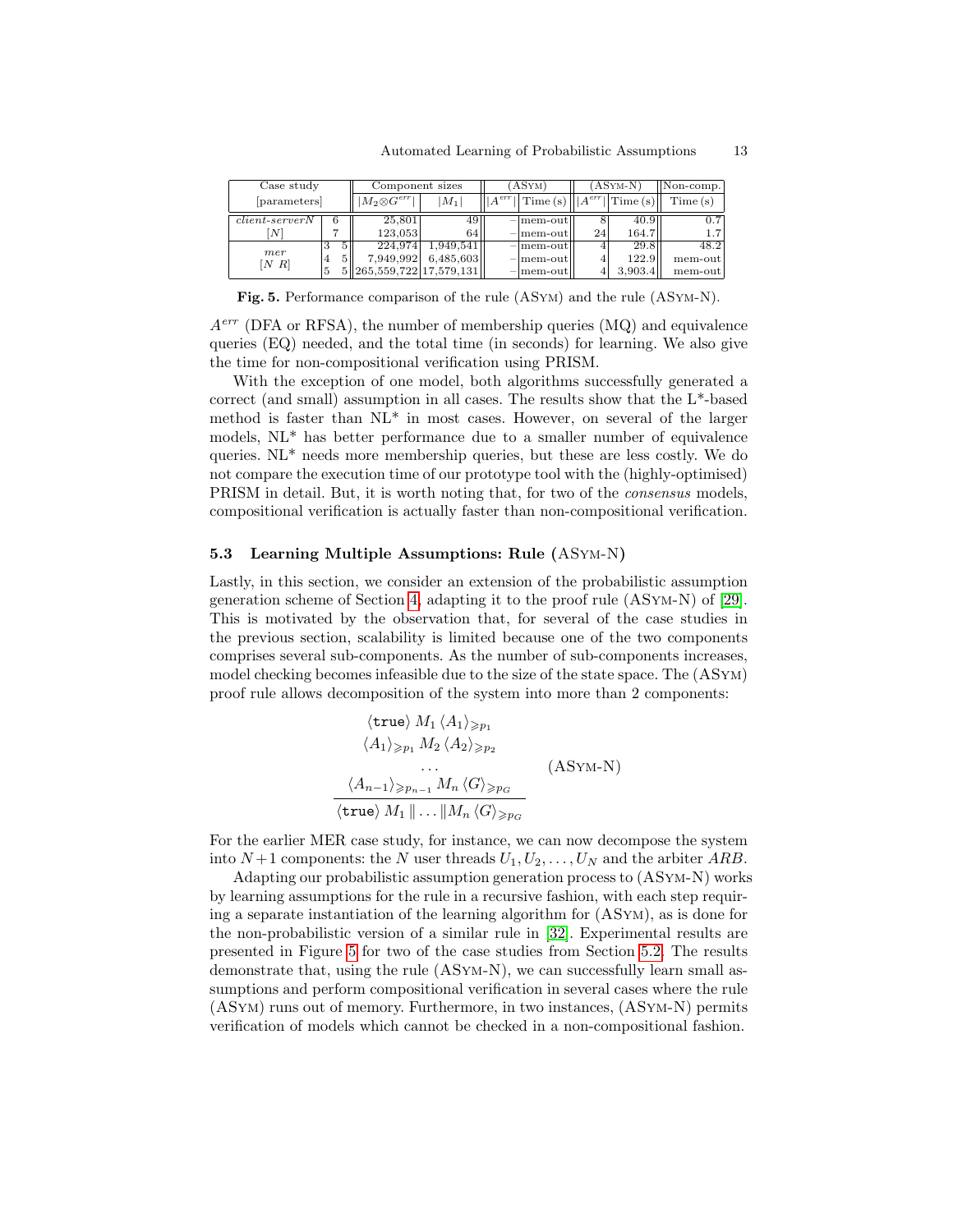| Case study [parameters] | | | Component sizes | | (ASym) | | (ASym-N) | | Non-comp. |
|---|---|---|---|---|---|---|---|---|---|
| | | | $\|M_2 \otimes G^{err}\|$ | $\|M_1\|$ | $\|A^{err}\|$ | Time (s) | $\|A^{err}\|$ | Time (s) | Time (s) |
| *client-serverN* [N] | 6 | | 25,801 | 49 | – | mem-out | 8 | 40.9 | 0.7 |
| | 7 | | 123,053 | 64 | – | mem-out | 24 | 164.7 | 1.7 |
| *mer* [N R] | 3 | 5 | 224,974 | 1,949,541 | – | mem-out | 4 | 29.8 | 48.2 |
| | 4 | 5 | 7,949,992 | 6,485,603 | – | mem-out | 4 | 122.9 | mem-out |
| | 5 | 5 | 265,559,722 | 17,579,131 | – | mem-out | 4 | 3,903.4 | mem-out |

**Fig. 5.** Performance comparison of the rule (ASym) and the rule (ASym-N).

$A^{err}$ (DFA or RFSA), the number of membership queries (MQ) and equivalence queries (EQ) needed, and the total time (in seconds) for learning. We also give the time for non-compositional verification using PRISM.

With the exception of one model, both algorithms successfully generated a correct (and small) assumption in all cases. The results show that the L*-based method is faster than NL* in most cases. However, on several of the larger models, NL* has better performance due to a smaller number of equivalence queries. NL* needs more membership queries, but these are less costly. We do not compare the execution time of our prototype tool with the (highly-optimised) PRISM in detail. But, it is worth noting that, for two of the *consensus* models, compositional verification is actually faster than non-compositional verification.

### 5.3 Learning Multiple Assumptions: Rule (ASym-N)

Lastly, in this section, we consider an extension of the probabilistic assumption generation scheme of Section 4, adapting it to the proof rule (ASym-N) of [29]. This is motivated by the observation that, for several of the case studies in the previous section, scalability is limited because one of the two components comprises several sub-components. As the number of sub-components increases, model checking becomes infeasible due to the size of the state space. The (ASym) proof rule allows decomposition of the system into more than 2 components:

$$\frac{\begin{array}{c}\langle \texttt{true} \rangle\, M_1\, \langle A_1 \rangle_{\geqslant p_1} \\ \langle A_1 \rangle_{\geqslant p_1}\, M_2\, \langle A_2 \rangle_{\geqslant p_2} \\ \dots \\ \langle A_{n-1} \rangle_{\geqslant p_{n-1}}\, M_n\, \langle G \rangle_{\geqslant p_G}\end{array}}{\langle \texttt{true} \rangle\, M_1 \,\|\, \dots \,\|M_n\, \langle G \rangle_{\geqslant p_G}} \quad \text{(ASym-N)}$$

For the earlier MER case study, for instance, we can now decompose the system into $N+1$ components: the $N$ user threads $U_1, U_2, \dots, U_N$ and the arbiter $ARB$.

Adapting our probabilistic assumption generation process to (ASym-N) works by learning assumptions for the rule in a recursive fashion, with each step requiring a separate instantiation of the learning algorithm for (ASym), as is done for the non-probabilistic version of a similar rule in [32]. Experimental results are presented in Figure 5 for two of the case studies from Section 5.2. The results demonstrate that, using the rule (ASym-N), we can successfully learn small assumptions and perform compositional verification in several cases where the rule (ASym) runs out of memory. Furthermore, in two instances, (ASym-N) permits verification of models which cannot be checked in a non-compositional fashion.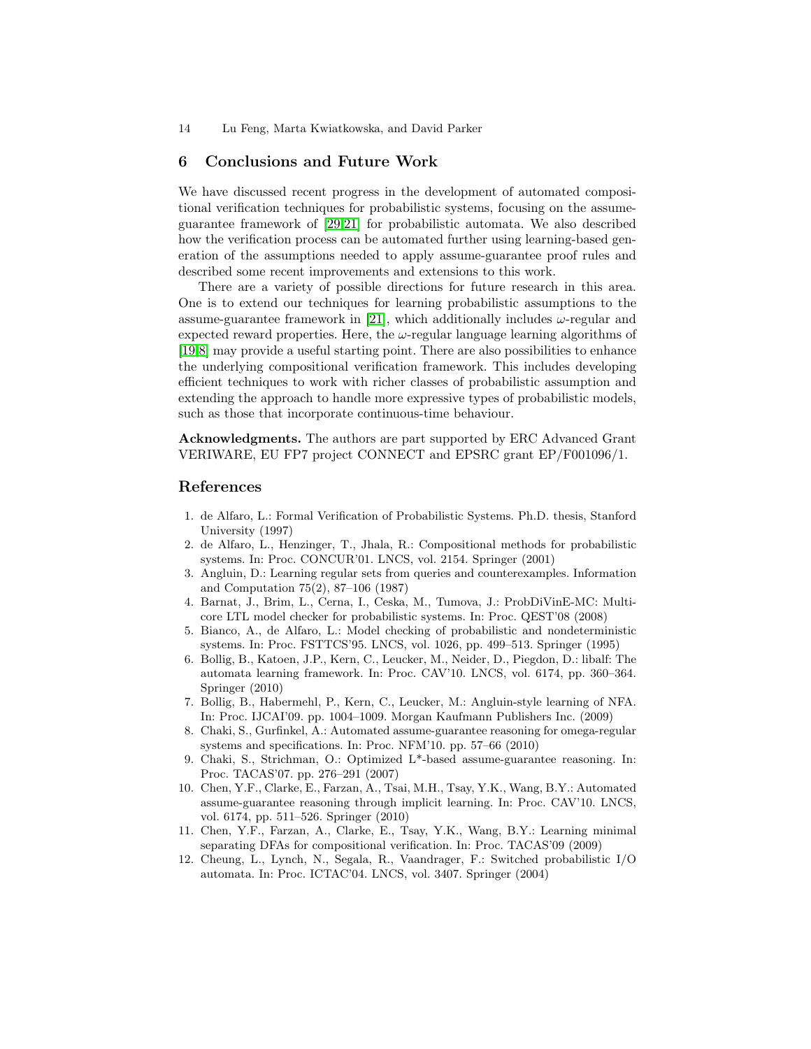## 6 Conclusions and Future Work

We have discussed recent progress in the development of automated compositional verification techniques for probabilistic systems, focusing on the assume-guarantee framework of [29,21] for probabilistic automata. We also described how the verification process can be automated further using learning-based generation of the assumptions needed to apply assume-guarantee proof rules and described some recent improvements and extensions to this work.

There are a variety of possible directions for future research in this area. One is to extend our techniques for learning probabilistic assumptions to the assume-guarantee framework in [21], which additionally includes $\omega$-regular and expected reward properties. Here, the $\omega$-regular language learning algorithms of [19,8] may provide a useful starting point. There are also possibilities to enhance the underlying compositional verification framework. This includes developing efficient techniques to work with richer classes of probabilistic assumption and extending the approach to handle more expressive types of probabilistic models, such as those that incorporate continuous-time behaviour.

**Acknowledgments.** The authors are part supported by ERC Advanced Grant VERIWARE, EU FP7 project CONNECT and EPSRC grant EP/F001096/1.

## References

1. de Alfaro, L.: Formal Verification of Probabilistic Systems. Ph.D. thesis, Stanford University (1997)
2. de Alfaro, L., Henzinger, T., Jhala, R.: Compositional methods for probabilistic systems. In: Proc. CONCUR'01. LNCS, vol. 2154. Springer (2001)
3. Angluin, D.: Learning regular sets from queries and counterexamples. Information and Computation 75(2), 87–106 (1987)
4. Barnat, J., Brim, L., Cerna, I., Ceska, M., Tumova, J.: ProbDiVinE-MC: Multi-core LTL model checker for probabilistic systems. In: Proc. QEST'08 (2008)
5. Bianco, A., de Alfaro, L.: Model checking of probabilistic and nondeterministic systems. In: Proc. FSTTCS'95. LNCS, vol. 1026, pp. 499–513. Springer (1995)
6. Bollig, B., Katoen, J.P., Kern, C., Leucker, M., Neider, D., Piegdon, D.: libalf: The automata learning framework. In: Proc. CAV'10. LNCS, vol. 6174, pp. 360–364. Springer (2010)
7. Bollig, B., Habermehl, P., Kern, C., Leucker, M.: Angluin-style learning of NFA. In: Proc. IJCAI'09. pp. 1004–1009. Morgan Kaufmann Publishers Inc. (2009)
8. Chaki, S., Gurfinkel, A.: Automated assume-guarantee reasoning for omega-regular systems and specifications. In: Proc. NFM'10. pp. 57–66 (2010)
9. Chaki, S., Strichman, O.: Optimized L*-based assume-guarantee reasoning. In: Proc. TACAS'07. pp. 276–291 (2007)
10. Chen, Y.F., Clarke, E., Farzan, A., Tsai, M.H., Tsay, Y.K., Wang, B.Y.: Automated assume-guarantee reasoning through implicit learning. In: Proc. CAV'10. LNCS, vol. 6174, pp. 511–526. Springer (2010)
11. Chen, Y.F., Farzan, A., Clarke, E., Tsay, Y.K., Wang, B.Y.: Learning minimal separating DFAs for compositional verification. In: Proc. TACAS'09 (2009)
12. Cheung, L., Lynch, N., Segala, R., Vaandrager, F.: Switched probabilistic I/O automata. In: Proc. ICTAC'04. LNCS, vol. 3407. Springer (2004)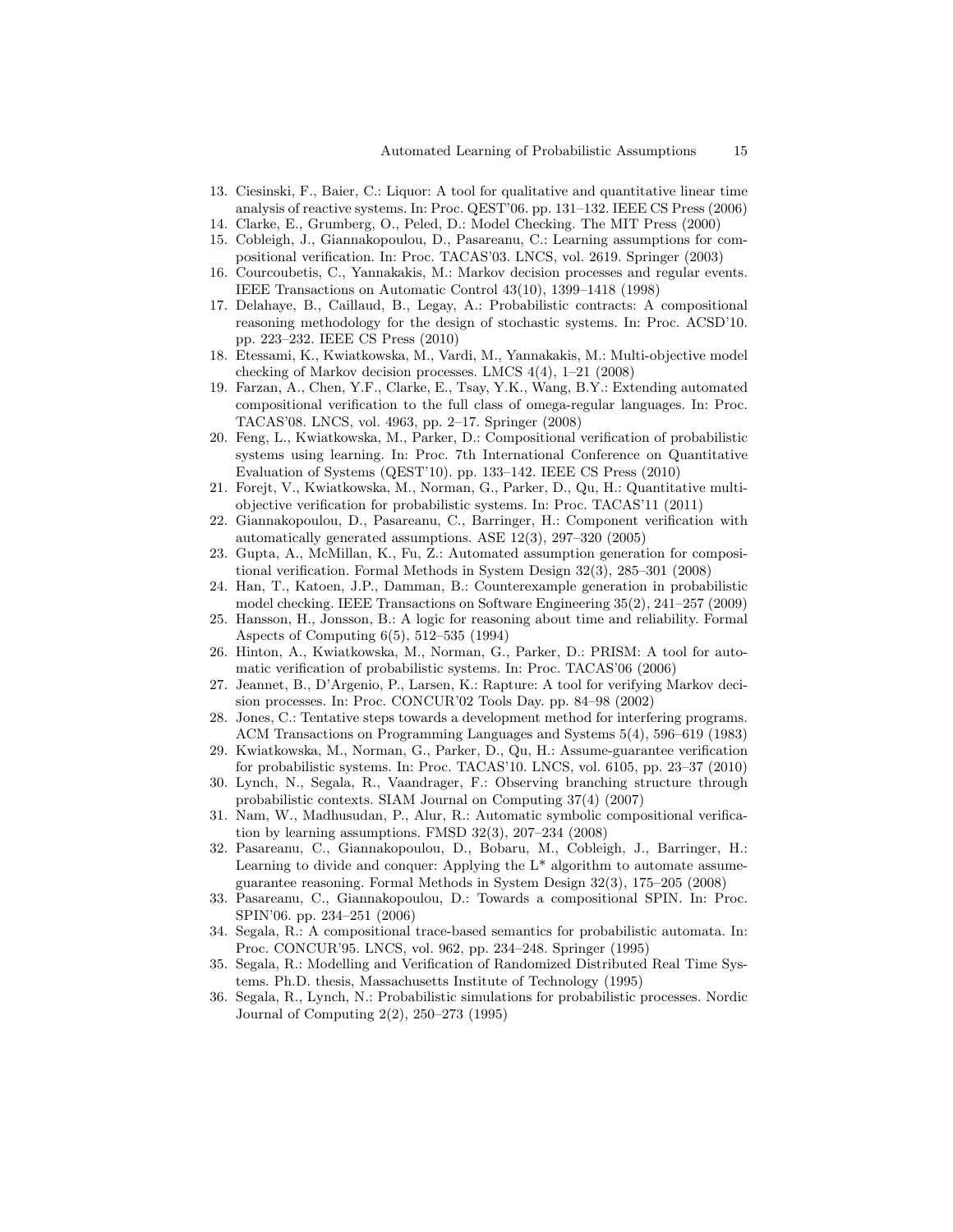13. Ciesinski, F., Baier, C.: Liquor: A tool for qualitative and quantitative linear time analysis of reactive systems. In: Proc. QEST'06. pp. 131–132. IEEE CS Press (2006)
14. Clarke, E., Grumberg, O., Peled, D.: Model Checking. The MIT Press (2000)
15. Cobleigh, J., Giannakopoulou, D., Pasareanu, C.: Learning assumptions for compositional verification. In: Proc. TACAS'03. LNCS, vol. 2619. Springer (2003)
16. Courcoubetis, C., Yannakakis, M.: Markov decision processes and regular events. IEEE Transactions on Automatic Control 43(10), 1399–1418 (1998)
17. Delahaye, B., Caillaud, B., Legay, A.: Probabilistic contracts: A compositional reasoning methodology for the design of stochastic systems. In: Proc. ACSD'10. pp. 223–232. IEEE CS Press (2010)
18. Etessami, K., Kwiatkowska, M., Vardi, M., Yannakakis, M.: Multi-objective model checking of Markov decision processes. LMCS 4(4), 1–21 (2008)
19. Farzan, A., Chen, Y.F., Clarke, E., Tsay, Y.K., Wang, B.Y.: Extending automated compositional verification to the full class of omega-regular languages. In: Proc. TACAS'08. LNCS, vol. 4963, pp. 2–17. Springer (2008)
20. Feng, L., Kwiatkowska, M., Parker, D.: Compositional verification of probabilistic systems using learning. In: Proc. 7th International Conference on Quantitative Evaluation of Systems (QEST'10). pp. 133–142. IEEE CS Press (2010)
21. Forejt, V., Kwiatkowska, M., Norman, G., Parker, D., Qu, H.: Quantitative multi-objective verification for probabilistic systems. In: Proc. TACAS'11 (2011)
22. Giannakopoulou, D., Pasareanu, C., Barringer, H.: Component verification with automatically generated assumptions. ASE 12(3), 297–320 (2005)
23. Gupta, A., McMillan, K., Fu, Z.: Automated assumption generation for compositional verification. Formal Methods in System Design 32(3), 285–301 (2008)
24. Han, T., Katoen, J.P., Damman, B.: Counterexample generation in probabilistic model checking. IEEE Transactions on Software Engineering 35(2), 241–257 (2009)
25. Hansson, H., Jonsson, B.: A logic for reasoning about time and reliability. Formal Aspects of Computing 6(5), 512–535 (1994)
26. Hinton, A., Kwiatkowska, M., Norman, G., Parker, D.: PRISM: A tool for automatic verification of probabilistic systems. In: Proc. TACAS'06 (2006)
27. Jeannet, B., D'Argenio, P., Larsen, K.: Rapture: A tool for verifying Markov decision processes. In: Proc. CONCUR'02 Tools Day. pp. 84–98 (2002)
28. Jones, C.: Tentative steps towards a development method for interfering programs. ACM Transactions on Programming Languages and Systems 5(4), 596–619 (1983)
29. Kwiatkowska, M., Norman, G., Parker, D., Qu, H.: Assume-guarantee verification for probabilistic systems. In: Proc. TACAS'10. LNCS, vol. 6105, pp. 23–37 (2010)
30. Lynch, N., Segala, R., Vaandrager, F.: Observing branching structure through probabilistic contexts. SIAM Journal on Computing 37(4) (2007)
31. Nam, W., Madhusudan, P., Alur, R.: Automatic symbolic compositional verification by learning assumptions. FMSD 32(3), 207–234 (2008)
32. Pasareanu, C., Giannakopoulou, D., Bobaru, M., Cobleigh, J., Barringer, H.: Learning to divide and conquer: Applying the L* algorithm to automate assume-guarantee reasoning. Formal Methods in System Design 32(3), 175–205 (2008)
33. Pasareanu, C., Giannakopoulou, D.: Towards a compositional SPIN. In: Proc. SPIN'06. pp. 234–251 (2006)
34. Segala, R.: A compositional trace-based semantics for probabilistic automata. In: Proc. CONCUR'95. LNCS, vol. 962, pp. 234–248. Springer (1995)
35. Segala, R.: Modelling and Verification of Randomized Distributed Real Time Systems. Ph.D. thesis, Massachusetts Institute of Technology (1995)
36. Segala, R., Lynch, N.: Probabilistic simulations for probabilistic processes. Nordic Journal of Computing 2(2), 250–273 (1995)